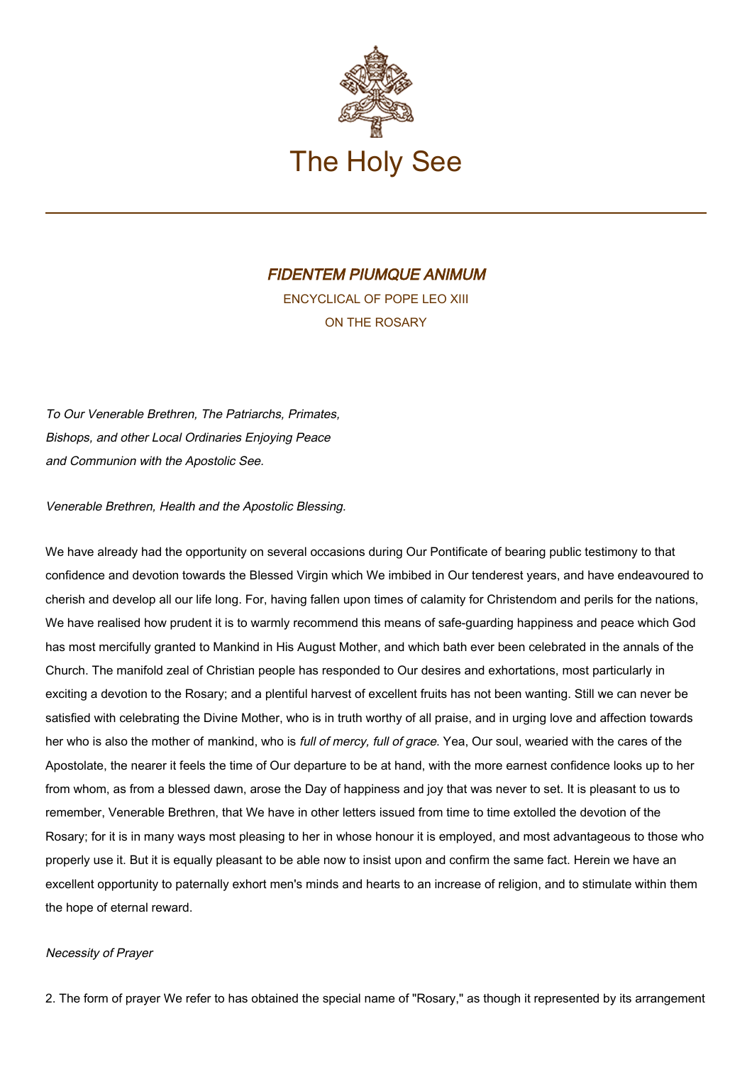# The Holy See

## *FIDENTEM PIUMQUE ANIMUM*

ENCYCLICAL OF POPE LEO XIII

ON THE ROSARY

*To Our Venerable Brethren, The Patriarchs, Primates, Bishops, and other Local Ordinaries Enjoying Peace and Communion with the Apostolic See.*

*Venerable Brethren, Health and the Apostolic Blessing.*

We have already had the opportunity on several occasions during Our Pontificate of bearing public testimony to that confidence and devotion towards the Blessed Virgin which We imbibed in Our tenderest years, and have endeavoured to cherish and develop all our life long. For, having fallen upon times of calamity for Christendom and perils for the nations, We have realised how prudent it is to warmly recommend this means of safe-guarding happiness and peace which God has most mercifully granted to Mankind in His August Mother, and which bath ever been celebrated in the annals of the Church. The manifold zeal of Christian people has responded to Our desires and exhortations, most particularly in exciting a devotion to the Rosary; and a plentiful harvest of excellent fruits has not been wanting. Still we can never be satisfied with celebrating the Divine Mother, who is in truth worthy of all praise, and in urging love and affection towards her who is also the mother of mankind, who is *full of mercy, full of grace.* Yea, Our soul, wearied with the cares of the Apostolate, the nearer it feels the time of Our departure to be at hand, with the more earnest confidence looks up to her from whom, as from a blessed dawn, arose the Day of happiness and joy that was never to set. It is pleasant to us to remember, Venerable Brethren, that We have in other letters issued from time to time extolled the devotion of the Rosary; for it is in many ways most pleasing to her in whose honour it is employed, and most advantageous to those who properly use it. But it is equally pleasant to be able now to insist upon and confirm the same fact. Herein we have an excellent opportunity to paternally exhort men's minds and hearts to an increase of religion, and to stimulate within them the hope of eternal reward.

*Necessity of Prayer*

2. The form of prayer We refer to has obtained the special name of "Rosary," as though it represented by its arrangement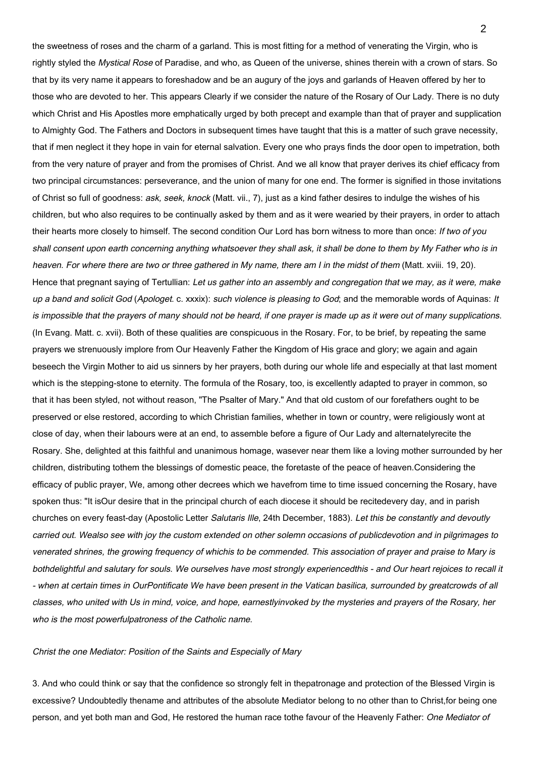the sweetness of roses and the charm of a garland. This is most fitting for a method of venerating the Virgin, who is rightly styled the *Mystical Rose* of Paradise, and who, as Queen of the universe, shines therein with a crown of stars. So that by its very name it appears to foreshadow and be an augury of the joys and garlands of Heaven offered by her to those who are devoted to her. This appears Clearly if we consider the nature of the Rosary of Our Lady. There is no duty which Christ and His Apostles more emphatically urged by both precept and example than that of prayer and supplication to Almighty God. The Fathers and Doctors in subsequent times have taught that this is a matter of such grave necessity, that if men neglect it they hope in vain for eternal salvation. Every one who prays finds the door open to impetration, both from the very nature of prayer and from the promises of Christ. And we all know that prayer derives its chief efficacy from two principal circumstances: perseverance, and the union of many for one end. The former is signified in those invitations of Christ so full of goodness: *ask, seek, knock* (Matt. vii., 7), just as a kind father desires to indulge the wishes of his children, but who also requires to be continually asked by them and as it were wearied by their prayers, in order to attach their hearts more closely to himself. The second condition Our Lord has born witness to more than once: *If two of you shall consent upon earth concerning anything whatsoever they shall ask, it shall be done to them by My Father who is in heaven. For where there are two or three gathered in My name, there am I in the midst of them* (Matt. xviii. 19, 20). Hence that pregnant saying of Tertullian: *Let us gather into an assembly and congregation that we may, as it were, make up a band and solicit God* (*Apologet.* c. xxxix): *such violence is pleasing to God*; and the memorable words of Aquinas: *It is impossible that the prayers of many should not be heard, if one prayer is made up as it were out of many supplications*. (In Evang. Matt. c. xvii). Both of these qualities are conspicuous in the Rosary. For, to be brief, by repeating the same prayers we strenuously implore from Our Heavenly Father the Kingdom of His grace and glory; we again and again beseech the Virgin Mother to aid us sinners by her prayers, both during our whole life and especially at that last moment which is the stepping-stone to eternity. The formula of the Rosary, too, is excellently adapted to prayer in common, so that it has been styled, not without reason, "The Psalter of Mary." And that old custom of our forefathers ought to be preserved or else restored, according to which Christian families, whether in town or country, were religiously wont at close of day, when their labours were at an end, to assemble before a figure of Our Lady and alternatelyrecite the Rosary. She, delighted at this faithful and unanimous homage, wasever near them like a loving mother surrounded by her children, distributing tothem the blessings of domestic peace, the foretaste of the peace of heaven.Considering the efficacy of public prayer, We, among other decrees which we havefrom time to time issued concerning the Rosary, have spoken thus: "It isOur desire that in the principal church of each diocese it should be recitedevery day, and in parish churches on every feast-day (Apostolic Letter *Salutaris Ille*, 24th December, 1883). *Let this be constantly and devoutly carried out. Wealso see with joy the custom extended on other solemn occasions of publicdevotion and in pilgrimages to venerated shrines, the growing frequency of whichis to be commended. This association of prayer and praise to Mary is bothdelightful and salutary for souls. We ourselves have most strongly experiencedthis - and Our heart rejoices to recall it - when at certain times in OurPontificate We have been present in the Vatican basilica, surrounded by greatcrowds of all classes, who united with Us in mind, voice, and hope, earnestlyinvoked by the mysteries and prayers of the Rosary, her who is the most powerfulpatroness of the Catholic name.*

*Christ the one Mediator: Position of the Saints and Especially of Mary*

3. And who could think or say that the confidence so strongly felt in thepatronage and protection of the Blessed Virgin is excessive? Undoubtedly thename and attributes of the absolute Mediator belong to no other than to Christ,for being one person, and yet both man and God, He restored the human race tothe favour of the Heavenly Father: *One Mediator of*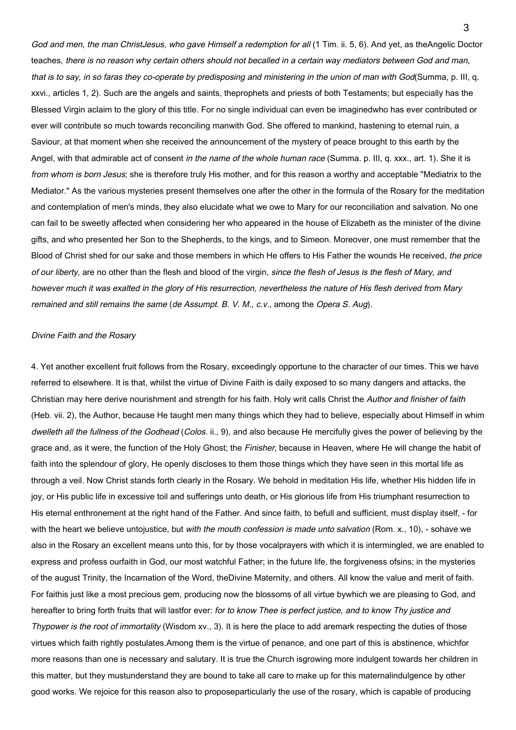*God and men, the man ChristJesus, who gave Himself a redemption for all* (1 Tim. ii. 5, 6). And yet, as theAngelic Doctor teaches, *there is no reason why certain others should not becalled in a certain way mediators between God and man, that is to say, in so faras they co-operate by predisposing and ministering in the union of man with God*(Summa, p. III, q. xxvi., articles 1, 2). Such are the angels and saints, theprophets and priests of both Testaments; but especially has the Blessed Virgin aclaim to the glory of this title. For no single individual can even be imaginedwho has ever contributed or ever will contribute so much towards reconciling manwith God. She offered to mankind, hastening to eternal ruin, a Saviour, at that moment when she received the announcement of the mystery of peace brought to this earth by the Angel, with that admirable act of consent *in the name of the whole human race* (Summa. p. III, q. xxx., art. 1). She it is *from whom is born Jesus*; she is therefore truly His mother, and for this reason a worthy and acceptable "Mediatrix to the Mediator." As the various mysteries present themselves one after the other in the formula of the Rosary for the meditation and contemplation of men's minds, they also elucidate what we owe to Mary for our reconciliation and salvation. No one can fail to be sweetly affected when considering her who appeared in the house of Elizabeth as the minister of the divine gifts, and who presented her Son to the Shepherds, to the kings, and to Simeon. Moreover, one must remember that the Blood of Christ shed for our sake and those members in which He offers to His Father the wounds He received, *the price of our liberty*, are no other than the flesh and blood of the virgin, *since the flesh of Jesus is the flesh of Mary, and however much it was exalted in the glory of His resurrection, nevertheless the nature of His flesh derived from Mary remained and still remains the same* (*de Assumpt. B. V. M., c.v.*, among the *Opera S. Aug*).

*Divine Faith and the Rosary*

4. Yet another excellent fruit follows from the Rosary, exceedingly opportune to the character of our times. This we have referred to elsewhere. It is that, whilst the virtue of Divine Faith is daily exposed to so many dangers and attacks, the Christian may here derive nourishment and strength for his faith. Holy writ calls Christ the *Author and finisher of faith* (Heb. vii. 2), the Author, because He taught men many things which they had to believe, especially about Himself in whim *dwelleth all the fullness of the Godhead* (*Colos*. ii., 9), and also because He mercifully gives the power of believing by the grace and, as it were, the function of the Holy Ghost; the *Finisher*, because in Heaven, where He will change the habit of faith into the splendour of glory, He openly discloses to them those things which they have seen in this mortal life as through a veil. Now Christ stands forth clearly in the Rosary. We behold in meditation His life, whether His hidden life in joy, or His public life in excessive toil and sufferings unto death, or His glorious life from His triumphant resurrection to His eternal enthronement at the right hand of the Father. And since faith, to befull and sufficient, must display itself, - for with the heart we believe untojustice, but *with the mouth confession is made unto salvation* (Rom. x., 10), - sohave we also in the Rosary an excellent means unto this, for by those vocalprayers with which it is intermingled, we are enabled to express and profess ourfaith in God, our most watchful Father; in the future life, the forgiveness ofsins; in the mysteries of the august Trinity, the Incarnation of the Word, theDivine Maternity, and others. All know the value and merit of faith. For faithis just like a most precious gem, producing now the blossoms of all virtue bywhich we are pleasing to God, and hereafter to bring forth fruits that will lastfor ever: *for to know Thee is perfect justice, and to know Thy justice and Thypower is the root of immortality* (Wisdom xv., 3). It is here the place to add aremark respecting the duties of those virtues which faith rightly postulates.Among them is the virtue of penance, and one part of this is abstinence, whichfor more reasons than one is necessary and salutary. It is true the Church isgrowing more indulgent towards her children in this matter, but they mustunderstand they are bound to take all care to make up for this maternalindulgence by other good works. We rejoice for this reason also to proposeparticularly the use of the rosary, which is capable of producing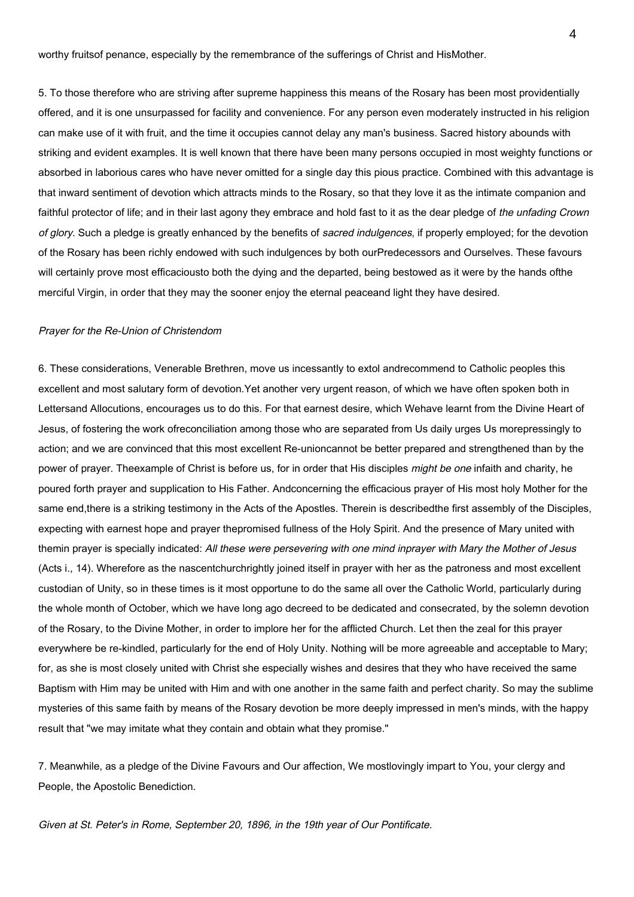worthy fruitsof penance, especially by the remembrance of the sufferings of Christ and HisMother.

5. To those therefore who are striving after supreme happiness this means of the Rosary has been most providentially offered, and it is one unsurpassed for facility and convenience. For any person even moderately instructed in his religion can make use of it with fruit, and the time it occupies cannot delay any man's business. Sacred history abounds with striking and evident examples. It is well known that there have been many persons occupied in most weighty functions or absorbed in laborious cares who have never omitted for a single day this pious practice. Combined with this advantage is that inward sentiment of devotion which attracts minds to the Rosary, so that they love it as the intimate companion and faithful protector of life; and in their last agony they embrace and hold fast to it as the dear pledge of *the unfading Crown of glory*. Such a pledge is greatly enhanced by the benefits of *sacred indulgences*, if properly employed; for the devotion of the Rosary has been richly endowed with such indulgences by both ourPredecessors and Ourselves. These favours will certainly prove most efficaciousto both the dying and the departed, being bestowed as it were by the hands ofthe merciful Virgin, in order that they may the sooner enjoy the eternal peaceand light they have desired.

*Prayer for the Re-Union of Christendom*

6. These considerations, Venerable Brethren, move us incessantly to extol andrecommend to Catholic peoples this excellent and most salutary form of devotion.Yet another very urgent reason, of which we have often spoken both in Lettersand Allocutions, encourages us to do this. For that earnest desire, which Wehave learnt from the Divine Heart of Jesus, of fostering the work ofreconciliation among those who are separated from Us daily urges Us morepressingly to action; and we are convinced that this most excellent Re-unioncannot be better prepared and strengthened than by the power of prayer. Theexample of Christ is before us, for in order that His disciples *might be one* infaith and charity, he poured forth prayer and supplication to His Father. Andconcerning the efficacious prayer of His most holy Mother for the same end,there is a striking testimony in the Acts of the Apostles. Therein is describedthe first assembly of the Disciples, expecting with earnest hope and prayer thepromised fullness of the Holy Spirit. And the presence of Mary united with themin prayer is specially indicated: *All these were persevering with one mind inprayer with Mary the Mother of Jesus* (Acts i., 14). Wherefore as the nascentchurchrightly joined itself in prayer with her as the patroness and most excellent custodian of Unity, so in these times is it most opportune to do the same all over the Catholic World, particularly during the whole month of October, which we have long ago decreed to be dedicated and consecrated, by the solemn devotion of the Rosary, to the Divine Mother, in order to implore her for the afflicted Church. Let then the zeal for this prayer everywhere be re-kindled, particularly for the end of Holy Unity. Nothing will be more agreeable and acceptable to Mary; for, as she is most closely united with Christ she especially wishes and desires that they who have received the same Baptism with Him may be united with Him and with one another in the same faith and perfect charity. So may the sublime mysteries of this same faith by means of the Rosary devotion be more deeply impressed in men's minds, with the happy result that "we may imitate what they contain and obtain what they promise."

7. Meanwhile, as a pledge of the Divine Favours and Our affection, We mostlovingly impart to You, your clergy and People, the Apostolic Benediction.

*Given at St. Peter's in Rome, September 20, 1896, in the 19th year of Our Pontificate.*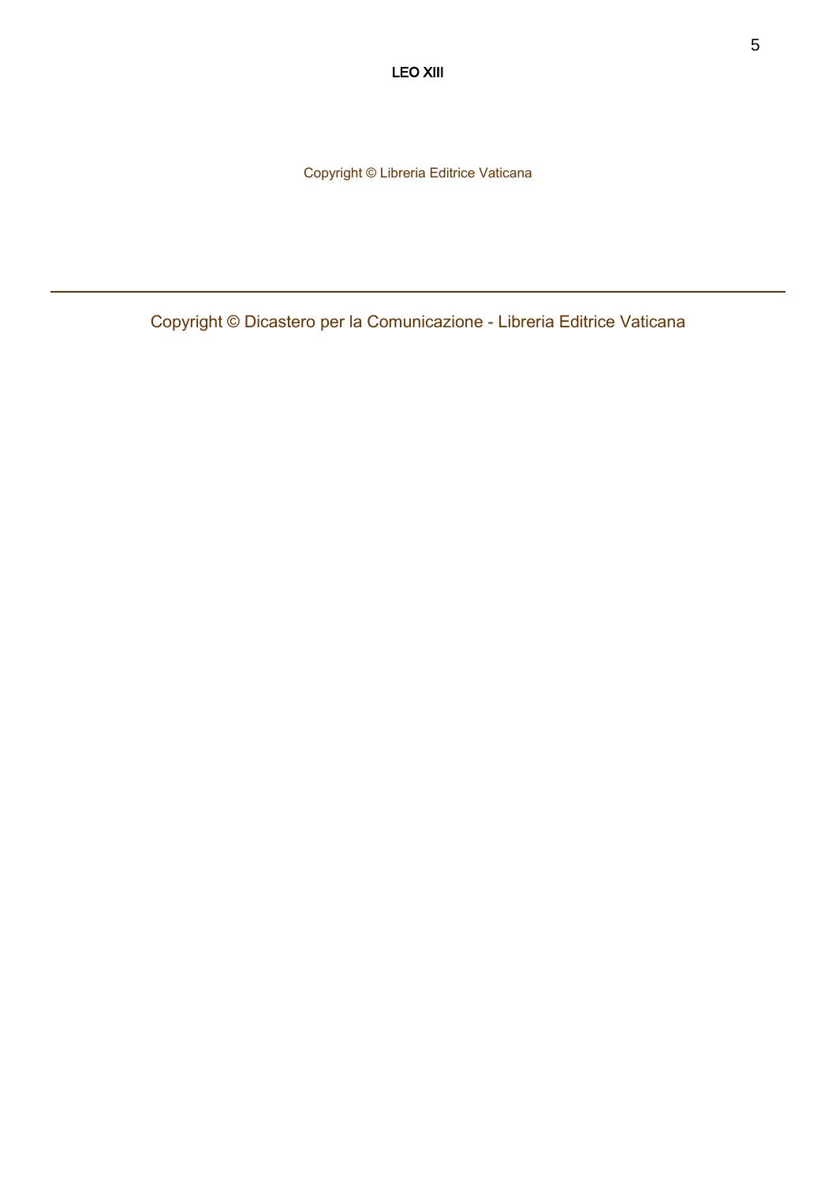Copyright © Libreria Editrice Vaticana

---

Copyright © Dicastero per la Comunicazione - Libreria Editrice Vaticana